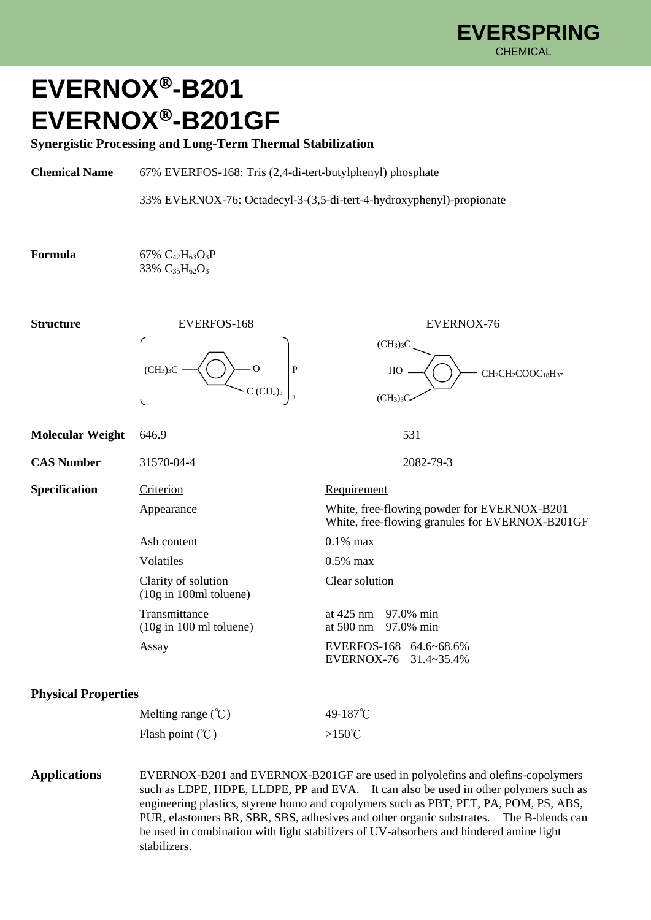EVERSPRING CHEMICAL

# EVERNOX®-B201
# EVERNOX®-B201GF

**Synergistic Processing and Long-Term Thermal Stabilization**

---

**Chemical Name**

67% EVERFOS-168: Tris (2,4-di-tert-butylphenyl) phosphate

33% EVERNOX-76: Octadecyl-3-(3,5-di-tert-4-hydroxyphenyl)-propionate

**Formula**

67% $C_{42}H_{63}O_3P$
33% $C_{35}H_{62}O_3$

**Structure**

EVERFOS-168: $[(CH_3)_3C-C_6H_3(C(CH_3)_3)-O]_3P$

EVERNOX-76: $HO-C_6H_2((CH_3)_3C)_2-CH_2CH_2COOC_{18}H_{37}$

| | EVERFOS-168 | EVERNOX-76 |
|---|---|---|
| **Molecular Weight** | 646.9 | 531 |
| **CAS Number** | 31570-04-4 | 2082-79-3 |

**Specification**

| Criterion | Requirement |
|---|---|
| Appearance | White, free-flowing powder for EVERNOX-B201<br>White, free-flowing granules for EVERNOX-B201GF |
| Ash content | 0.1% max |
| Volatiles | 0.5% max |
| Clarity of solution (10g in 100ml toluene) | Clear solution |
| Transmittance (10g in 100 ml toluene) | at 425 nm 97.0% min<br>at 500 nm 97.0% min |
| Assay | EVERFOS-168 64.6~68.6%<br>EVERNOX-76 31.4~35.4% |

## Physical Properties

| | |
|---|---|
| Melting range (℃) | 49-187℃ |
| Flash point (℃) | >150℃ |

**Applications**

EVERNOX-B201 and EVERNOX-B201GF are used in polyolefins and olefins-copolymers such as LDPE, HDPE, LLDPE, PP and EVA. It can also be used in other polymers such as engineering plastics, styrene homo and copolymers such as PBT, PET, PA, POM, PS, ABS, PUR, elastomers BR, SBR, SBS, adhesives and other organic substrates. The B-blends can be used in combination with light stabilizers of UV-absorbers and hindered amine light stabilizers.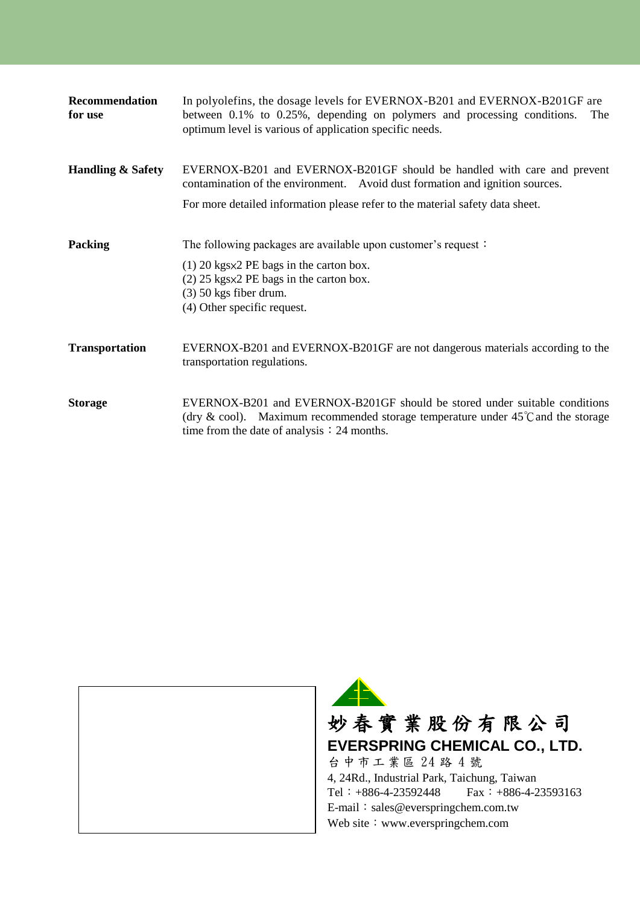**Recommendation for use**

In polyolefins, the dosage levels for EVERNOX-B201 and EVERNOX-B201GF are between 0.1% to 0.25%, depending on polymers and processing conditions. The optimum level is various of application specific needs.

**Handling & Safety**

EVERNOX-B201 and EVERNOX-B201GF should be handled with care and prevent contamination of the environment. Avoid dust formation and ignition sources.

For more detailed information please refer to the material safety data sheet.

**Packing**

The following packages are available upon customer's request：

(1) 20 kgs×2 PE bags in the carton box.
(2) 25 kgs×2 PE bags in the carton box.
(3) 50 kgs fiber drum.
(4) Other specific request.

**Transportation**

EVERNOX-B201 and EVERNOX-B201GF are not dangerous materials according to the transportation regulations.

**Storage**

EVERNOX-B201 and EVERNOX-B201GF should be stored under suitable conditions (dry & cool). Maximum recommended storage temperature under 45℃ and the storage time from the date of analysis：24 months.

妙春實業股份有限公司

**EVERSPRING CHEMICAL CO., LTD.**

台中市工業區 24 路 4 號

4, 24Rd., Industrial Park, Taichung, Taiwan

Tel：+886-4-23592448 Fax：+886-4-23593163

E-mail：sales@everspringchem.com.tw

Web site：www.everspringchem.com